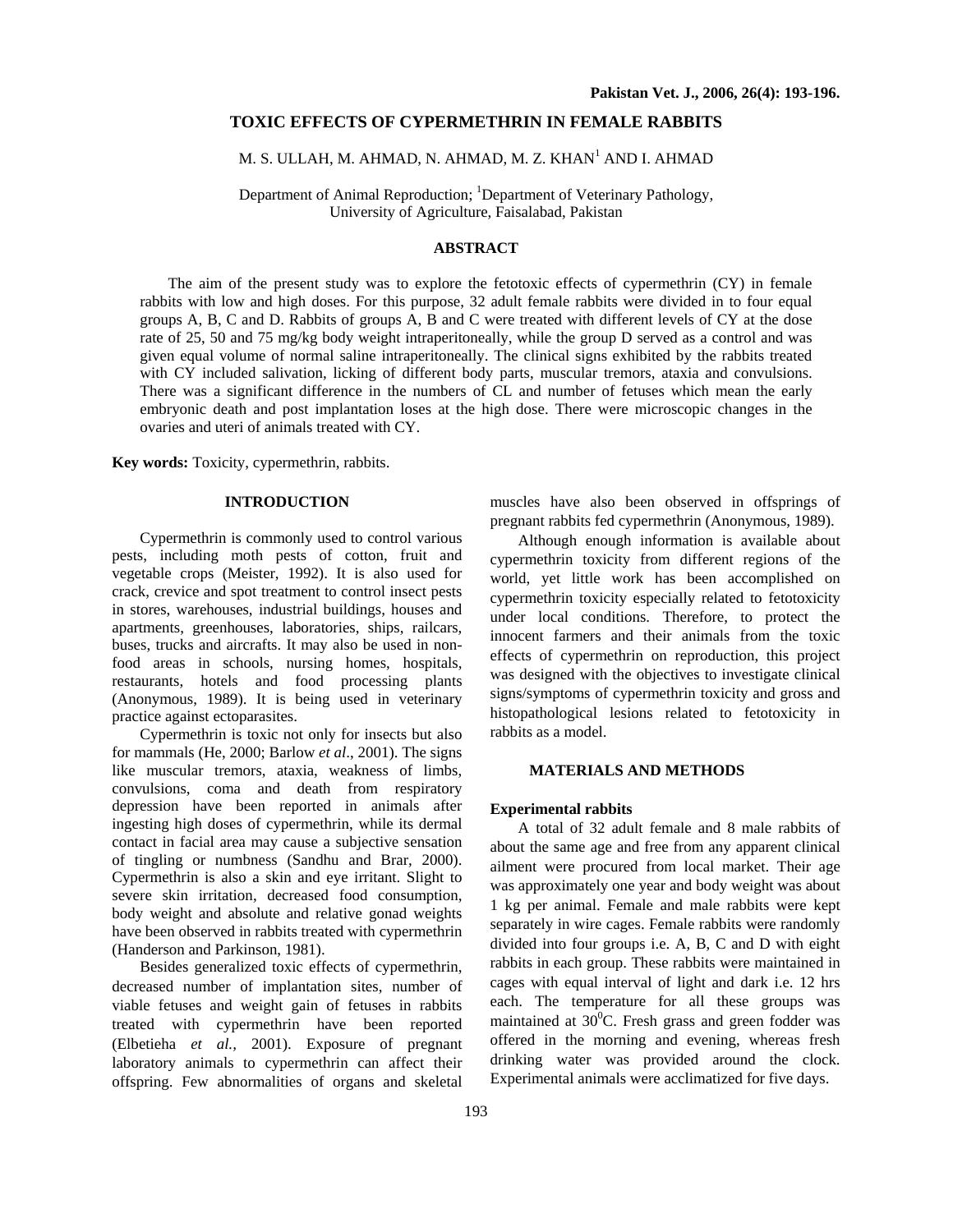# TOXIC EFFECTS OF CYPERMETHRIN IN FEMALE RABBITS

M. S. ULLAH, M. AHMAD, N. AHMAD, M. Z. KHAN[1] AND I. AHMAD

Department of Animal Reproduction; [1]Department of Veterinary Pathology, University of Agriculture, Faisalabad, Pakistan

## ABSTRACT

The aim of the present study was to explore the fetotoxic effects of cypermethrin (CY) in female rabbits with low and high doses. For this purpose, 32 adult female rabbits were divided in to four equal groups A, B, C and D. Rabbits of groups A, B and C were treated with different levels of CY at the dose rate of 25, 50 and 75 mg/kg body weight intraperitoneally, while the group D served as a control and was given equal volume of normal saline intraperitoneally. The clinical signs exhibited by the rabbits treated with CY included salivation, licking of different body parts, muscular tremors, ataxia and convulsions. There was a significant difference in the numbers of CL and number of fetuses which mean the early embryonic death and post implantation loses at the high dose. There were microscopic changes in the ovaries and uteri of animals treated with CY.

**Key words:** Toxicity, cypermethrin, rabbits.

## INTRODUCTION

Cypermethrin is commonly used to control various pests, including moth pests of cotton, fruit and vegetable crops (Meister, 1992). It is also used for crack, crevice and spot treatment to control insect pests in stores, warehouses, industrial buildings, houses and apartments, greenhouses, laboratories, ships, railcars, buses, trucks and aircrafts. It may also be used in non-food areas in schools, nursing homes, hospitals, restaurants, hotels and food processing plants (Anonymous, 1989). It is being used in veterinary practice against ectoparasites.

Cypermethrin is toxic not only for insects but also for mammals (He, 2000; Barlow *et al*., 2001). The signs like muscular tremors, ataxia, weakness of limbs, convulsions, coma and death from respiratory depression have been reported in animals after ingesting high doses of cypermethrin, while its dermal contact in facial area may cause a subjective sensation of tingling or numbness (Sandhu and Brar, 2000). Cypermethrin is also a skin and eye irritant. Slight to severe skin irritation, decreased food consumption, body weight and absolute and relative gonad weights have been observed in rabbits treated with cypermethrin (Handerson and Parkinson, 1981).

Besides generalized toxic effects of cypermethrin, decreased number of implantation sites, number of viable fetuses and weight gain of fetuses in rabbits treated with cypermethrin have been reported (Elbetieha *et al.,* 2001). Exposure of pregnant laboratory animals to cypermethrin can affect their offspring. Few abnormalities of organs and skeletal muscles have also been observed in offsprings of pregnant rabbits fed cypermethrin (Anonymous, 1989).

Although enough information is available about cypermethrin toxicity from different regions of the world, yet little work has been accomplished on cypermethrin toxicity especially related to fetotoxicity under local conditions. Therefore, to protect the innocent farmers and their animals from the toxic effects of cypermethrin on reproduction, this project was designed with the objectives to investigate clinical signs/symptoms of cypermethrin toxicity and gross and histopathological lesions related to fetotoxicity in rabbits as a model.

## MATERIALS AND METHODS

### Experimental rabbits

A total of 32 adult female and 8 male rabbits of about the same age and free from any apparent clinical ailment were procured from local market. Their age was approximately one year and body weight was about 1 kg per animal. Female and male rabbits were kept separately in wire cages. Female rabbits were randomly divided into four groups i.e. A, B, C and D with eight rabbits in each group. These rabbits were maintained in cages with equal interval of light and dark i.e. 12 hrs each. The temperature for all these groups was maintained at $30^0$C. Fresh grass and green fodder was offered in the morning and evening, whereas fresh drinking water was provided around the clock. Experimental animals were acclimatized for five days.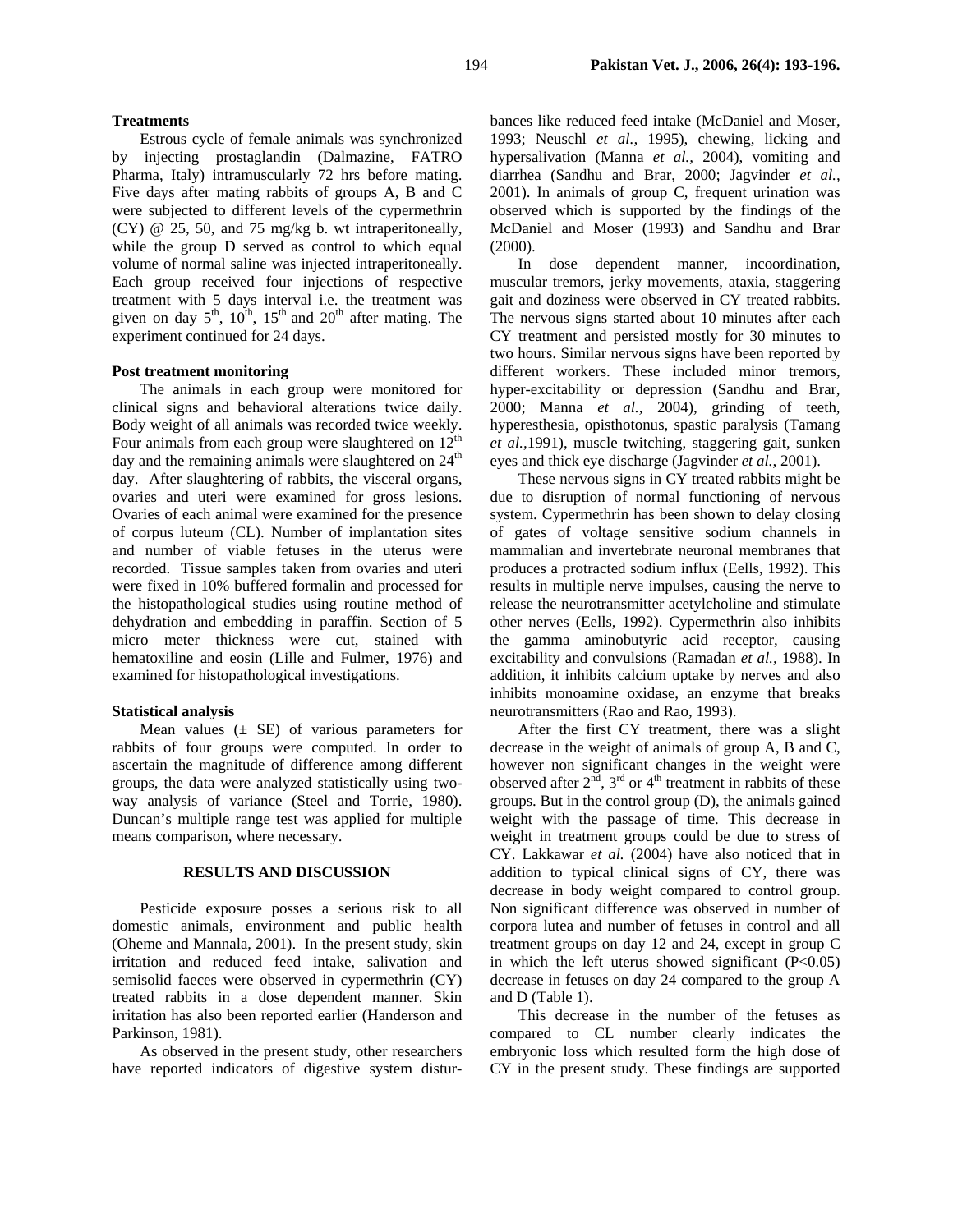### Treatments

Estrous cycle of female animals was synchronized by injecting prostaglandin (Dalmazine, FATRO Pharma, Italy) intramuscularly 72 hrs before mating. Five days after mating rabbits of groups A, B and C were subjected to different levels of the cypermethrin (CY) @ 25, 50, and 75 mg/kg b. wt intraperitoneally, while the group D served as control to which equal volume of normal saline was injected intraperitoneally. Each group received four injections of respective treatment with 5 days interval i.e. the treatment was given on day 5th, 10th, 15th and 20th after mating. The experiment continued for 24 days.

### Post treatment monitoring

The animals in each group were monitored for clinical signs and behavioral alterations twice daily. Body weight of all animals was recorded twice weekly. Four animals from each group were slaughtered on 12th day and the remaining animals were slaughtered on 24th day. After slaughtering of rabbits, the visceral organs, ovaries and uteri were examined for gross lesions. Ovaries of each animal were examined for the presence of corpus luteum (CL). Number of implantation sites and number of viable fetuses in the uterus were recorded. Tissue samples taken from ovaries and uteri were fixed in 10% buffered formalin and processed for the histopathological studies using routine method of dehydration and embedding in paraffin. Section of 5 micro meter thickness were cut, stained with hematoxiline and eosin (Lille and Fulmer, 1976) and examined for histopathological investigations.

### Statistical analysis

Mean values (± SE) of various parameters for rabbits of four groups were computed. In order to ascertain the magnitude of difference among different groups, the data were analyzed statistically using two-way analysis of variance (Steel and Torrie, 1980). Duncan's multiple range test was applied for multiple means comparison, where necessary.

## RESULTS AND DISCUSSION

Pesticide exposure posses a serious risk to all domestic animals, environment and public health (Oheme and Mannala, 2001). In the present study, skin irritation and reduced feed intake, salivation and semisolid faeces were observed in cypermethrin (CY) treated rabbits in a dose dependent manner. Skin irritation has also been reported earlier (Handerson and Parkinson, 1981).

As observed in the present study, other researchers have reported indicators of digestive system disturbances like reduced feed intake (McDaniel and Moser, 1993; Neuschl *et al.,* 1995), chewing, licking and hypersalivation (Manna *et al.,* 2004), vomiting and diarrhea (Sandhu and Brar, 2000; Jagvinder *et al.,* 2001). In animals of group C, frequent urination was observed which is supported by the findings of the McDaniel and Moser (1993) and Sandhu and Brar (2000).

In dose dependent manner, incoordination, muscular tremors, jerky movements, ataxia, staggering gait and doziness were observed in CY treated rabbits. The nervous signs started about 10 minutes after each CY treatment and persisted mostly for 30 minutes to two hours. Similar nervous signs have been reported by different workers. These included minor tremors, hyper-excitability or depression (Sandhu and Brar, 2000; Manna *et al.,* 2004), grinding of teeth, hyperesthesia, opisthotonus, spastic paralysis (Tamang *et al.,*1991), muscle twitching, staggering gait, sunken eyes and thick eye discharge (Jagvinder *et al.,* 2001).

These nervous signs in CY treated rabbits might be due to disruption of normal functioning of nervous system. Cypermethrin has been shown to delay closing of gates of voltage sensitive sodium channels in mammalian and invertebrate neuronal membranes that produces a protracted sodium influx (Eells, 1992). This results in multiple nerve impulses, causing the nerve to release the neurotransmitter acetylcholine and stimulate other nerves (Eells, 1992). Cypermethrin also inhibits the gamma aminobutyric acid receptor, causing excitability and convulsions (Ramadan *et al.,* 1988). In addition, it inhibits calcium uptake by nerves and also inhibits monoamine oxidase, an enzyme that breaks neurotransmitters (Rao and Rao, 1993).

After the first CY treatment, there was a slight decrease in the weight of animals of group A, B and C, however non significant changes in the weight were observed after 2nd, 3rd or 4th treatment in rabbits of these groups. But in the control group (D), the animals gained weight with the passage of time. This decrease in weight in treatment groups could be due to stress of CY. Lakkawar *et al.* (2004) have also noticed that in addition to typical clinical signs of CY, there was decrease in body weight compared to control group. Non significant difference was observed in number of corpora lutea and number of fetuses in control and all treatment groups on day 12 and 24, except in group C in which the left uterus showed significant ($P<0.05$) decrease in fetuses on day 24 compared to the group A and D (Table 1).

This decrease in the number of the fetuses as compared to CL number clearly indicates the embryonic loss which resulted form the high dose of CY in the present study. These findings are supported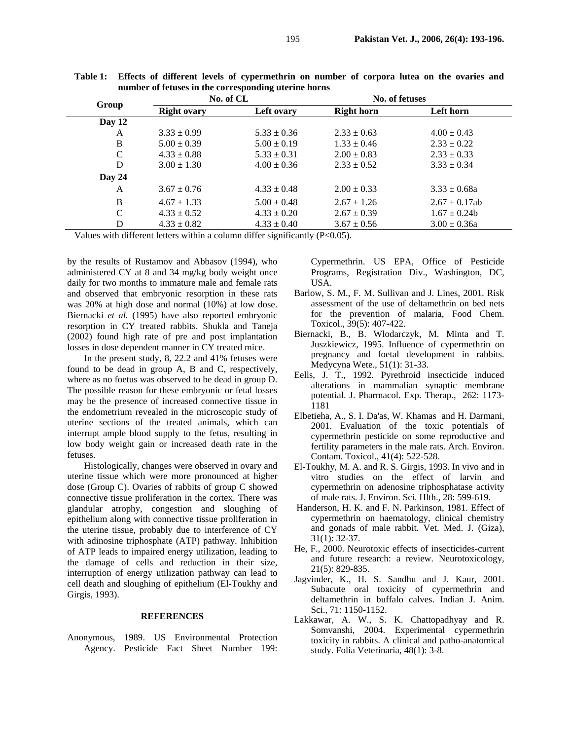**Table 1: Effects of different levels of cypermethrin on number of corpora lutea on the ovaries and number of fetuses in the corresponding uterine horns**

| Group | No. of CL | | No. of fetuses | |
|---|---|---|---|---|
| | Right ovary | Left ovary | Right horn | Left horn |
| **Day 12** | | | | |
| A | 3.33 ± 0.99 | 5.33 ± 0.36 | 2.33 ± 0.63 | 4.00 ± 0.43 |
| B | 5.00 ± 0.39 | 5.00 ± 0.19 | 1.33 ± 0.46 | 2.33 ± 0.22 |
| C | 4.33 ± 0.88 | 5.33 ± 0.31 | 2.00 ± 0.83 | 2.33 ± 0.33 |
| D | 3.00 ± 1.30 | 4.00 ± 0.36 | 2.33 ± 0.52 | 3.33 ± 0.34 |
| **Day 24** | | | | |
| A | 3.67 ± 0.76 | 4.33 ± 0.48 | 2.00 ± 0.33 | 3.33 ± 0.68a |
| B | 4.67 ± 1.33 | 5.00 ± 0.48 | 2.67 ± 1.26 | 2.67 ± 0.17ab |
| C | 4.33 ± 0.52 | 4.33 ± 0.20 | 2.67 ± 0.39 | 1.67 ± 0.24b |
| D | 4.33 ± 0.82 | 4.33 ± 0.40 | 3.67 ± 0.56 | 3.00 ± 0.36a |

Values with different letters within a column differ significantly (P<0.05).

by the results of Rustamov and Abbasov (1994), who administered CY at 8 and 34 mg/kg body weight once daily for two months to immature male and female rats and observed that embryonic resorption in these rats was 20% at high dose and normal (10%) at low dose. Biernacki *et al.* (1995) have also reported embryonic resorption in CY treated rabbits. Shukla and Taneja (2002) found high rate of pre and post implantation losses in dose dependent manner in CY treated mice.

In the present study, 8, 22.2 and 41% fetuses were found to be dead in group A, B and C, respectively, where as no foetus was observed to be dead in group D. The possible reason for these embryonic or fetal losses may be the presence of increased connective tissue in the endometrium revealed in the microscopic study of uterine sections of the treated animals, which can interrupt ample blood supply to the fetus, resulting in low body weight gain or increased death rate in the fetuses.

Histologically, changes were observed in ovary and uterine tissue which were more pronounced at higher dose (Group C). Ovaries of rabbits of group C showed connective tissue proliferation in the cortex. There was glandular atrophy, congestion and sloughing of epithelium along with connective tissue proliferation in the uterine tissue, probably due to interference of CY with adinosine triphosphate (ATP) pathway. Inhibition of ATP leads to impaired energy utilization, leading to the damage of cells and reduction in their size, interruption of energy utilization pathway can lead to cell death and sloughing of epithelium (El-Toukhy and Girgis, 1993).

## REFERENCES

Anonymous, 1989. US Environmental Protection Agency. Pesticide Fact Sheet Number 199: Cypermethrin. US EPA, Office of Pesticide Programs, Registration Div., Washington, DC, USA.

Barlow, S. M., F. M. Sullivan and J. Lines, 2001. Risk assessment of the use of deltamethrin on bed nets for the prevention of malaria, Food Chem. Toxicol., 39(5): 407-422.

Biernacki, B., B. Wlodarczyk, M. Minta and T. Juszkiewicz, 1995. Influence of cypermethrin on pregnancy and foetal development in rabbits. Medycyna Wete., 51(1): 31-33.

Eells, J. T., 1992. Pyrethroid insecticide induced alterations in mammalian synaptic membrane potential. J. Pharmacol. Exp. Therap., 262: 1173-1181

Elbetieha, A., S. I. Da'as, W. Khamas and H. Darmani, 2001. Evaluation of the toxic potentials of cypermethrin pesticide on some reproductive and fertility parameters in the male rats. Arch. Environ. Contam. Toxicol., 41(4): 522-528.

El-Toukhy, M. A. and R. S. Girgis, 1993. In vivo and in vitro studies on the effect of larvin and cypermethrin on adenosine triphosphatase activity of male rats. J. Environ. Sci. Hlth., 28: 599-619.

Handerson, H. K. and F. N. Parkinson, 1981. Effect of cypermethrin on haematology, clinical chemistry and gonads of male rabbit. Vet. Med. J. (Giza), 31(1): 32-37.

He, F., 2000. Neurotoxic effects of insecticides-current and future research: a review. Neurotoxicology, 21(5): 829-835.

Jagvinder, K., H. S. Sandhu and J. Kaur, 2001. Subacute oral toxicity of cypermethrin and deltamethrin in buffalo calves. Indian J. Anim. Sci., 71: 1150-1152.

Lakkawar, A. W., S. K. Chattopadhyay and R. Somvanshi, 2004. Experimental cypermethrin toxicity in rabbits. A clinical and patho-anatomical study. Folia Veterinaria, 48(1): 3-8.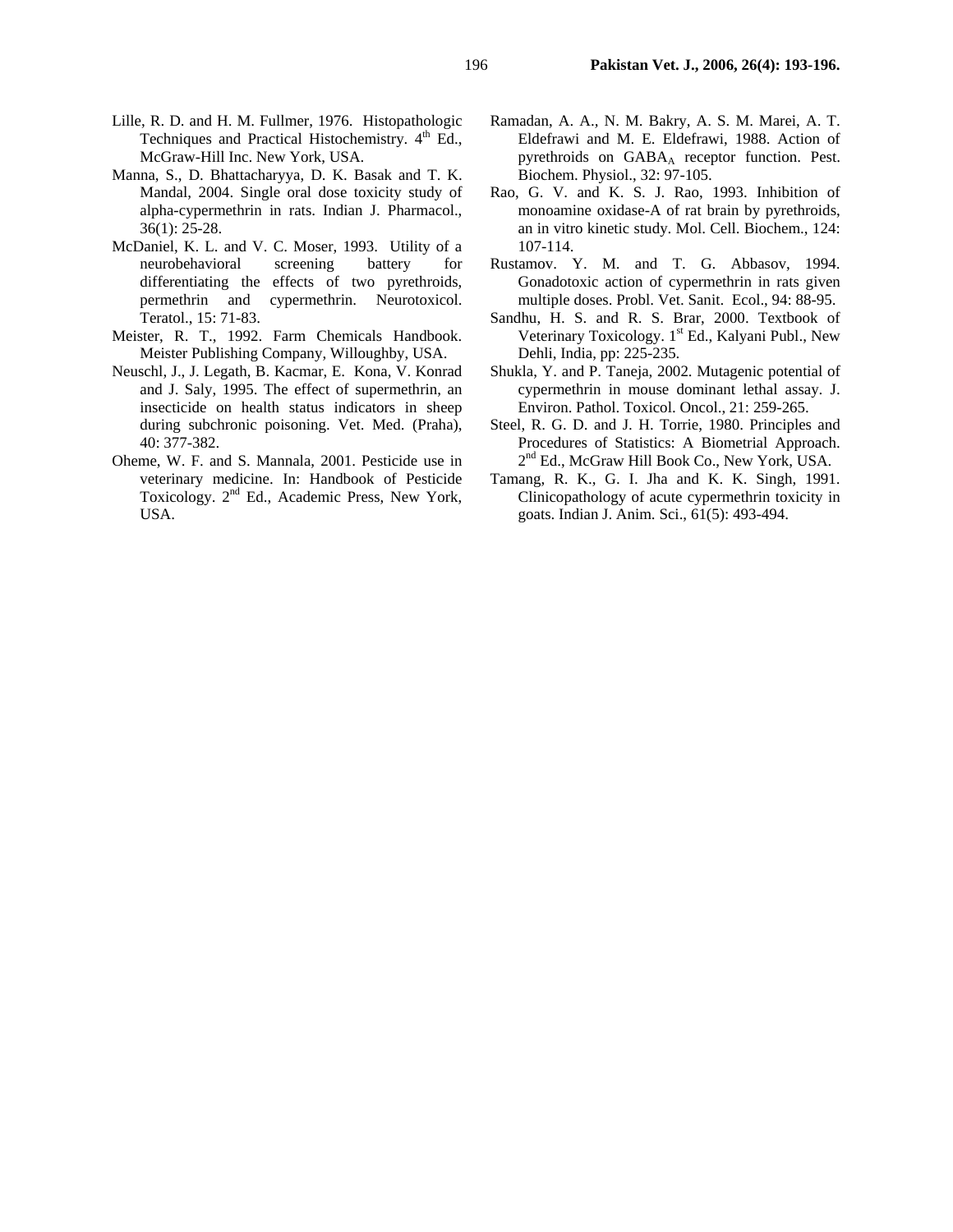Lille, R. D. and H. M. Fullmer, 1976. Histopathologic Techniques and Practical Histochemistry. 4th Ed., McGraw-Hill Inc. New York, USA.

Manna, S., D. Bhattacharyya, D. K. Basak and T. K. Mandal, 2004. Single oral dose toxicity study of alpha-cypermethrin in rats. Indian J. Pharmacol., 36(1): 25-28.

McDaniel, K. L. and V. C. Moser, 1993. Utility of a neurobehavioral screening battery for differentiating the effects of two pyrethroids, permethrin and cypermethrin. Neurotoxicol. Teratol., 15: 71-83.

Meister, R. T., 1992. Farm Chemicals Handbook. Meister Publishing Company, Willoughby, USA.

Neuschl, J., J. Legath, B. Kacmar, E. Kona, V. Konrad and J. Saly, 1995. The effect of supermethrin, an insecticide on health status indicators in sheep during subchronic poisoning. Vet. Med. (Praha), 40: 377-382.

Oheme, W. F. and S. Mannala, 2001. Pesticide use in veterinary medicine. In: Handbook of Pesticide Toxicology. 2nd Ed., Academic Press, New York, USA.

Ramadan, A. A., N. M. Bakry, A. S. M. Marei, A. T. Eldefrawi and M. E. Eldefrawi, 1988. Action of pyrethroids on $GABA_A$ receptor function. Pest. Biochem. Physiol., 32: 97-105.

Rao, G. V. and K. S. J. Rao, 1993. Inhibition of monoamine oxidase-A of rat brain by pyrethroids, an in vitro kinetic study. Mol. Cell. Biochem., 124: 107-114.

Rustamov. Y. M. and T. G. Abbasov, 1994. Gonadotoxic action of cypermethrin in rats given multiple doses. Probl. Vet. Sanit. Ecol., 94: 88-95.

Sandhu, H. S. and R. S. Brar, 2000. Textbook of Veterinary Toxicology. 1st Ed., Kalyani Publ., New Dehli, India, pp: 225-235.

Shukla, Y. and P. Taneja, 2002. Mutagenic potential of cypermethrin in mouse dominant lethal assay. J. Environ. Pathol. Toxicol. Oncol., 21: 259-265.

Steel, R. G. D. and J. H. Torrie, 1980. Principles and Procedures of Statistics: A Biometrial Approach. 2nd Ed., McGraw Hill Book Co., New York, USA.

Tamang, R. K., G. I. Jha and K. K. Singh, 1991. Clinicopathology of acute cypermethrin toxicity in goats. Indian J. Anim. Sci., 61(5): 493-494.